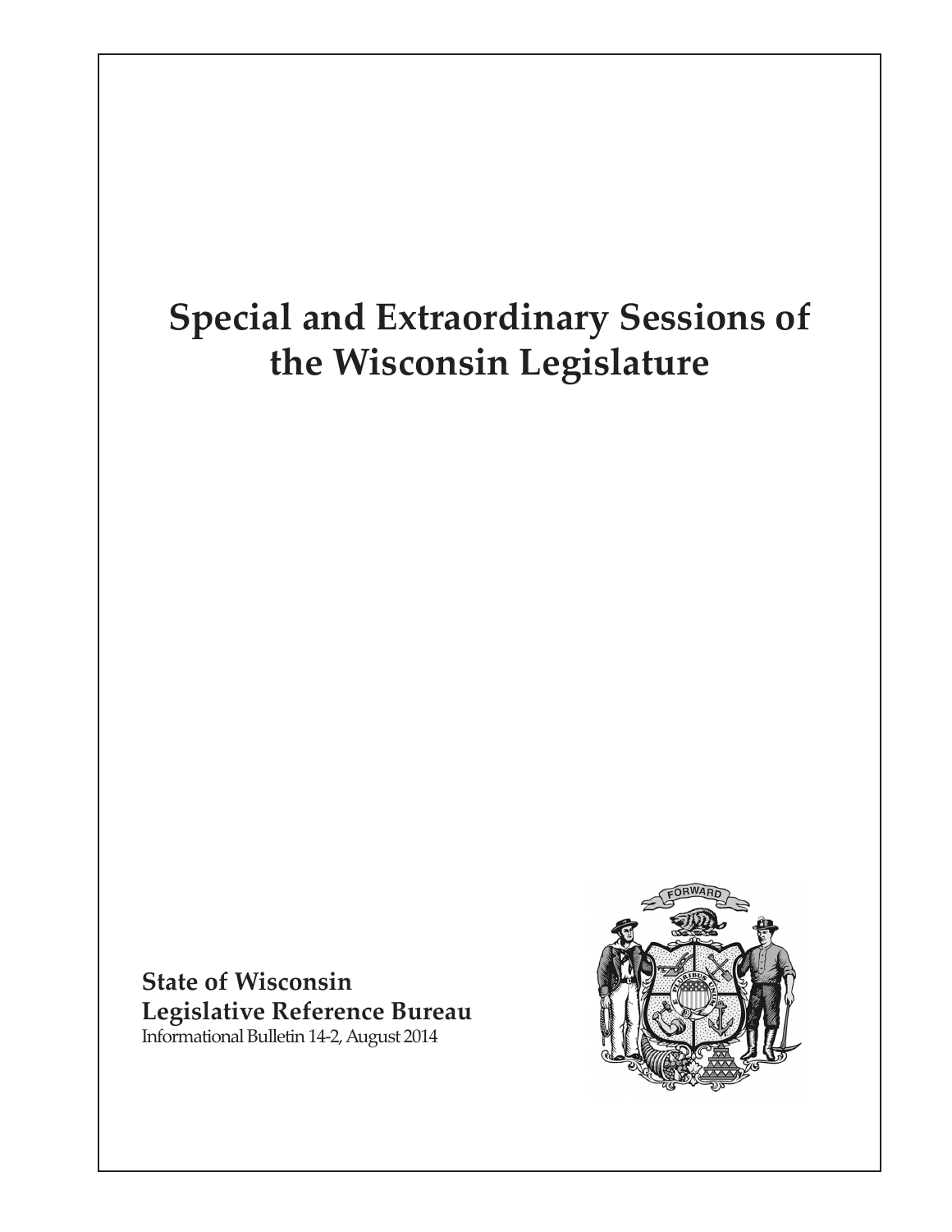# Special and Extraordinary Sessions of the Wisconsin Legislature

**State of Wisconsin**
**Legislative Reference Bureau**
Informational Bulletin 14-2, August 2014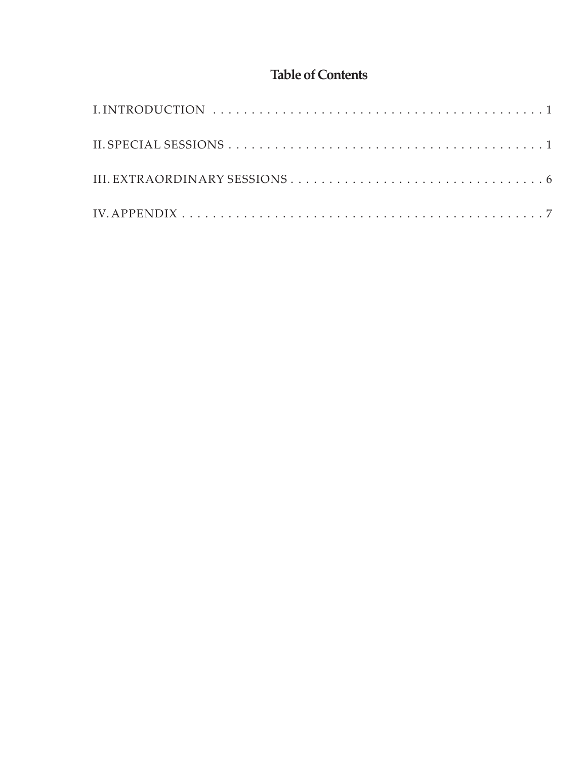# Table of Contents

I. INTRODUCTION . . . . . . . . . . . . . . . . . . . . . . . . . . . . . . . . . . . . . . . . . . . . . . 1

II. SPECIAL SESSIONS . . . . . . . . . . . . . . . . . . . . . . . . . . . . . . . . . . . . . . . . . . . 1

III. EXTRAORDINARY SESSIONS . . . . . . . . . . . . . . . . . . . . . . . . . . . . . . . . . . 6

IV. APPENDIX . . . . . . . . . . . . . . . . . . . . . . . . . . . . . . . . . . . . . . . . . . . . . . . . 7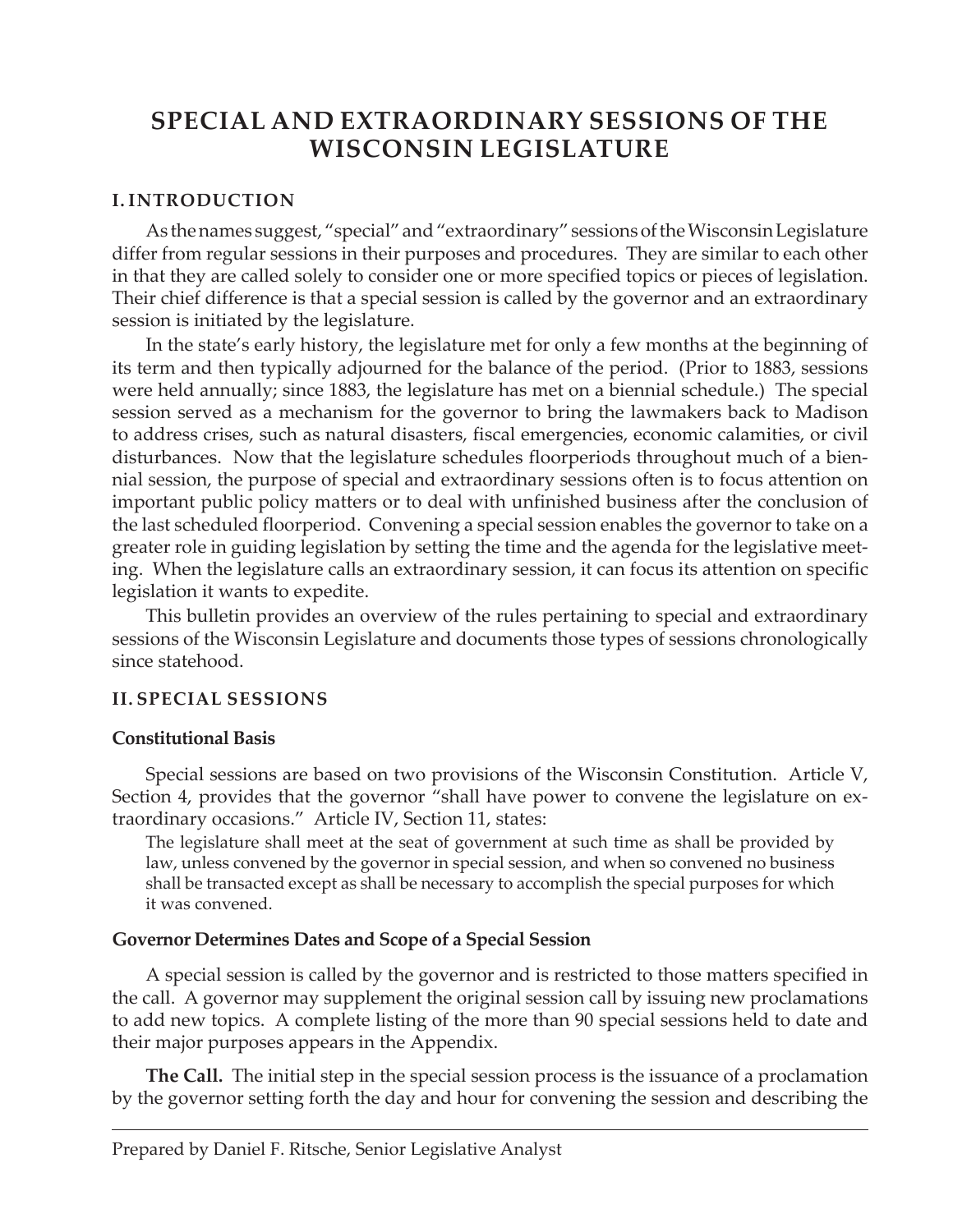# SPECIAL AND EXTRAORDINARY SESSIONS OF THE WISCONSIN LEGISLATURE

## I. INTRODUCTION

As the names suggest, "special" and "extraordinary" sessions of the Wisconsin Legislature differ from regular sessions in their purposes and procedures. They are similar to each other in that they are called solely to consider one or more specified topics or pieces of legislation. Their chief difference is that a special session is called by the governor and an extraordinary session is initiated by the legislature.

In the state's early history, the legislature met for only a few months at the beginning of its term and then typically adjourned for the balance of the period. (Prior to 1883, sessions were held annually; since 1883, the legislature has met on a biennial schedule.) The special session served as a mechanism for the governor to bring the lawmakers back to Madison to address crises, such as natural disasters, fiscal emergencies, economic calamities, or civil disturbances. Now that the legislature schedules floorperiods throughout much of a biennial session, the purpose of special and extraordinary sessions often is to focus attention on important public policy matters or to deal with unfinished business after the conclusion of the last scheduled floorperiod. Convening a special session enables the governor to take on a greater role in guiding legislation by setting the time and the agenda for the legislative meeting. When the legislature calls an extraordinary session, it can focus its attention on specific legislation it wants to expedite.

This bulletin provides an overview of the rules pertaining to special and extraordinary sessions of the Wisconsin Legislature and documents those types of sessions chronologically since statehood.

## II. SPECIAL SESSIONS

### Constitutional Basis

Special sessions are based on two provisions of the Wisconsin Constitution. Article V, Section 4, provides that the governor "shall have power to convene the legislature on extraordinary occasions." Article IV, Section 11, states:

> The legislature shall meet at the seat of government at such time as shall be provided by law, unless convened by the governor in special session, and when so convened no business shall be transacted except as shall be necessary to accomplish the special purposes for which it was convened.

### Governor Determines Dates and Scope of a Special Session

A special session is called by the governor and is restricted to those matters specified in the call. A governor may supplement the original session call by issuing new proclamations to add new topics. A complete listing of the more than 90 special sessions held to date and their major purposes appears in the Appendix.

**The Call.** The initial step in the special session process is the issuance of a proclamation by the governor setting forth the day and hour for convening the session and describing the

---

Prepared by Daniel F. Ritsche, Senior Legislative Analyst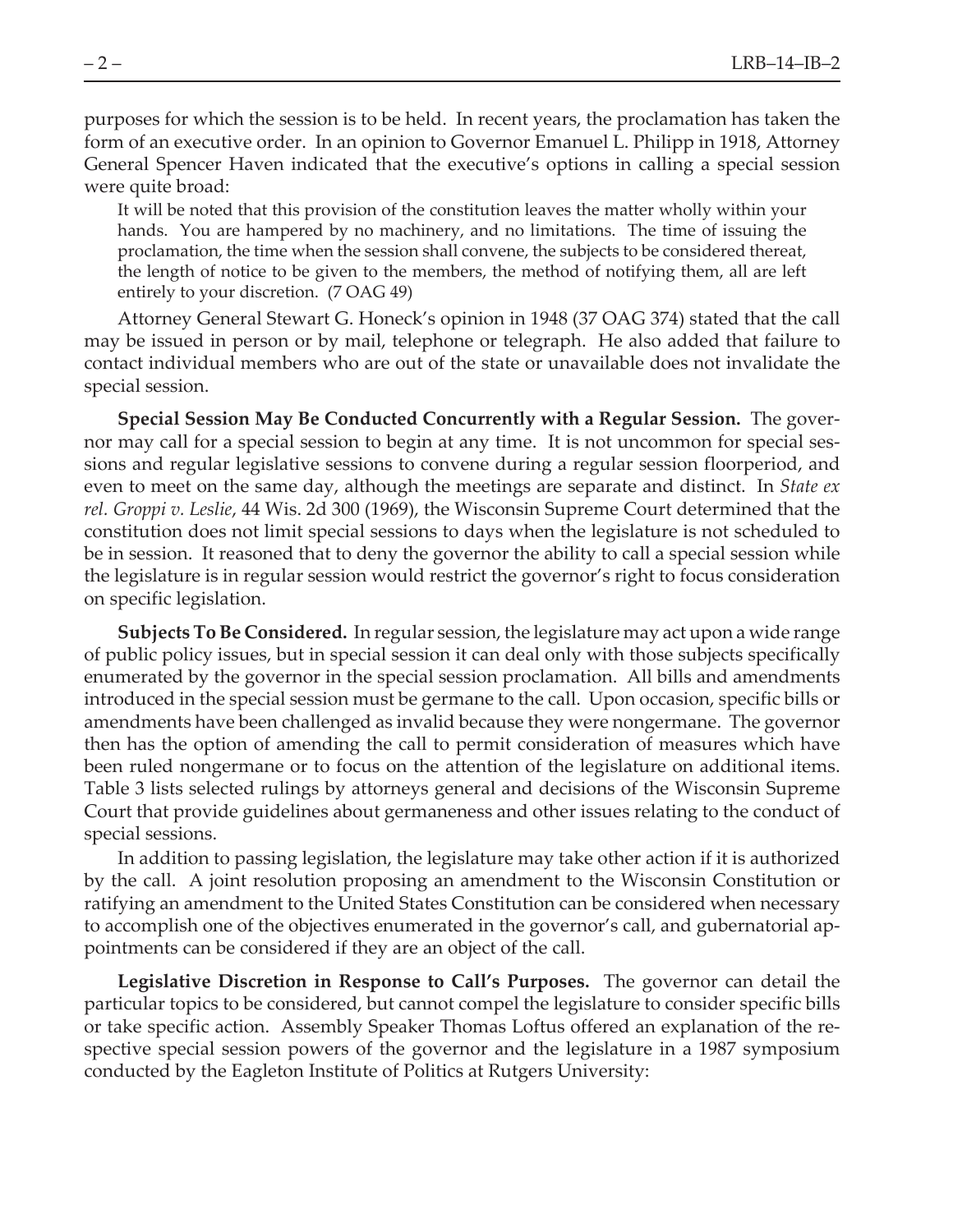purposes for which the session is to be held. In recent years, the proclamation has taken the form of an executive order. In an opinion to Governor Emanuel L. Philipp in 1918, Attorney General Spencer Haven indicated that the executive's options in calling a special session were quite broad:

> It will be noted that this provision of the constitution leaves the matter wholly within your hands. You are hampered by no machinery, and no limitations. The time of issuing the proclamation, the time when the session shall convene, the subjects to be considered thereat, the length of notice to be given to the members, the method of notifying them, all are left entirely to your discretion. (7 OAG 49)

Attorney General Stewart G. Honeck's opinion in 1948 (37 OAG 374) stated that the call may be issued in person or by mail, telephone or telegraph. He also added that failure to contact individual members who are out of the state or unavailable does not invalidate the special session.

**Special Session May Be Conducted Concurrently with a Regular Session.** The governor may call for a special session to begin at any time. It is not uncommon for special sessions and regular legislative sessions to convene during a regular session floorperiod, and even to meet on the same day, although the meetings are separate and distinct. In *State ex rel. Groppi v. Leslie*, 44 Wis. 2d 300 (1969), the Wisconsin Supreme Court determined that the constitution does not limit special sessions to days when the legislature is not scheduled to be in session. It reasoned that to deny the governor the ability to call a special session while the legislature is in regular session would restrict the governor's right to focus consideration on specific legislation.

**Subjects To Be Considered.** In regular session, the legislature may act upon a wide range of public policy issues, but in special session it can deal only with those subjects specifically enumerated by the governor in the special session proclamation. All bills and amendments introduced in the special session must be germane to the call. Upon occasion, specific bills or amendments have been challenged as invalid because they were nongermane. The governor then has the option of amending the call to permit consideration of measures which have been ruled nongermane or to focus on the attention of the legislature on additional items. Table 3 lists selected rulings by attorneys general and decisions of the Wisconsin Supreme Court that provide guidelines about germaneness and other issues relating to the conduct of special sessions.

In addition to passing legislation, the legislature may take other action if it is authorized by the call. A joint resolution proposing an amendment to the Wisconsin Constitution or ratifying an amendment to the United States Constitution can be considered when necessary to accomplish one of the objectives enumerated in the governor's call, and gubernatorial appointments can be considered if they are an object of the call.

**Legislative Discretion in Response to Call's Purposes.** The governor can detail the particular topics to be considered, but cannot compel the legislature to consider specific bills or take specific action. Assembly Speaker Thomas Loftus offered an explanation of the respective special session powers of the governor and the legislature in a 1987 symposium conducted by the Eagleton Institute of Politics at Rutgers University: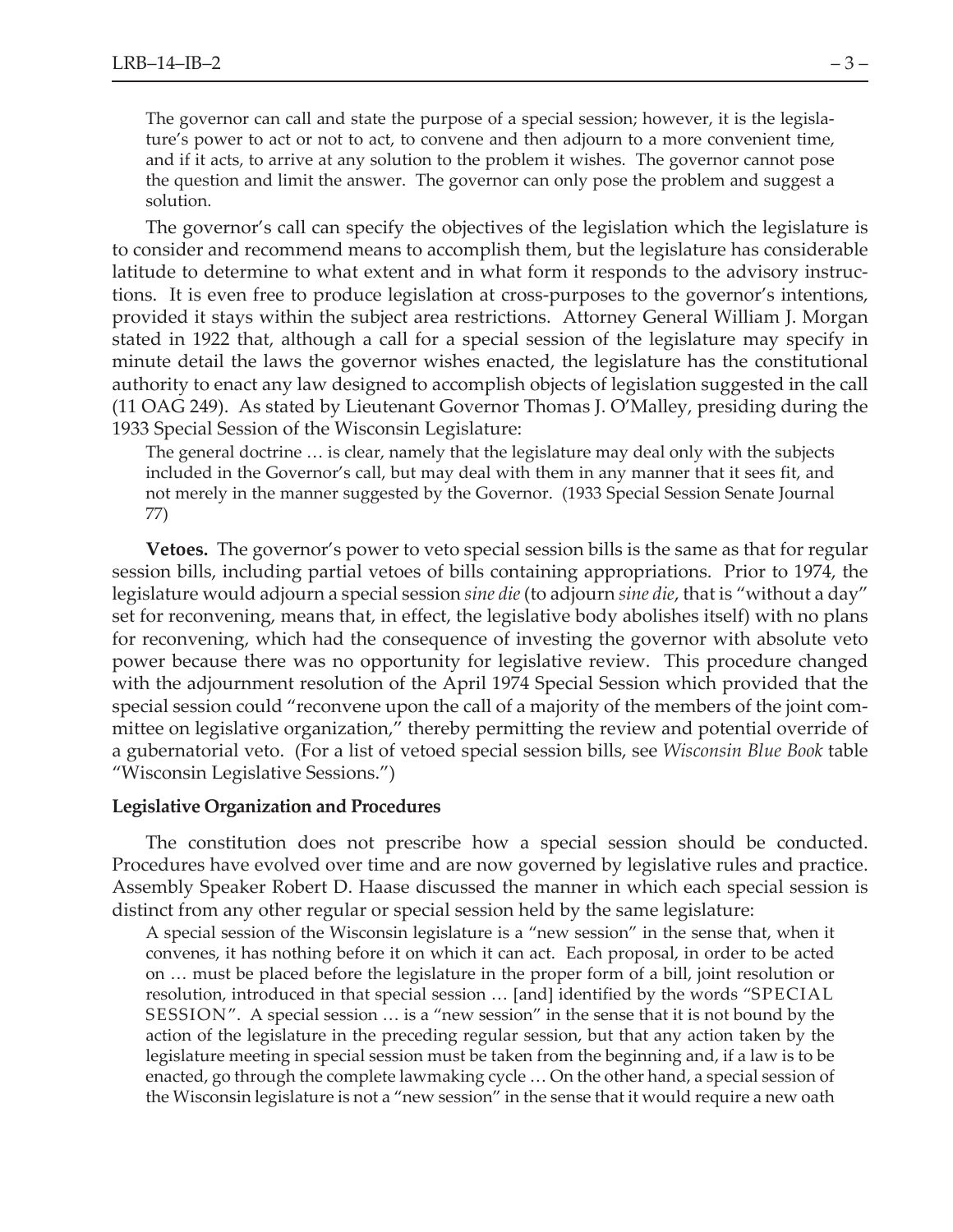> The governor can call and state the purpose of a special session; however, it is the legislature's power to act or not to act, to convene and then adjourn to a more convenient time, and if it acts, to arrive at any solution to the problem it wishes. The governor cannot pose the question and limit the answer. The governor can only pose the problem and suggest a solution.

The governor's call can specify the objectives of the legislation which the legislature is to consider and recommend means to accomplish them, but the legislature has considerable latitude to determine to what extent and in what form it responds to the advisory instructions. It is even free to produce legislation at cross-purposes to the governor's intentions, provided it stays within the subject area restrictions. Attorney General William J. Morgan stated in 1922 that, although a call for a special session of the legislature may specify in minute detail the laws the governor wishes enacted, the legislature has the constitutional authority to enact any law designed to accomplish objects of legislation suggested in the call (11 OAG 249). As stated by Lieutenant Governor Thomas J. O'Malley, presiding during the 1933 Special Session of the Wisconsin Legislature:

> The general doctrine … is clear, namely that the legislature may deal only with the subjects included in the Governor's call, but may deal with them in any manner that it sees fit, and not merely in the manner suggested by the Governor. (1933 Special Session Senate Journal 77)

**Vetoes.** The governor's power to veto special session bills is the same as that for regular session bills, including partial vetoes of bills containing appropriations. Prior to 1974, the legislature would adjourn a special session *sine die* (to adjourn *sine die*, that is "without a day" set for reconvening, means that, in effect, the legislative body abolishes itself) with no plans for reconvening, which had the consequence of investing the governor with absolute veto power because there was no opportunity for legislative review. This procedure changed with the adjournment resolution of the April 1974 Special Session which provided that the special session could "reconvene upon the call of a majority of the members of the joint committee on legislative organization," thereby permitting the review and potential override of a gubernatorial veto. (For a list of vetoed special session bills, see *Wisconsin Blue Book* table "Wisconsin Legislative Sessions.")

### Legislative Organization and Procedures

The constitution does not prescribe how a special session should be conducted. Procedures have evolved over time and are now governed by legislative rules and practice. Assembly Speaker Robert D. Haase discussed the manner in which each special session is distinct from any other regular or special session held by the same legislature:

> A special session of the Wisconsin legislature is a "new session" in the sense that, when it convenes, it has nothing before it on which it can act. Each proposal, in order to be acted on … must be placed before the legislature in the proper form of a bill, joint resolution or resolution, introduced in that special session … [and] identified by the words "SPECIAL SESSION". A special session … is a "new session" in the sense that it is not bound by the action of the legislature in the preceding regular session, but that any action taken by the legislature meeting in special session must be taken from the beginning and, if a law is to be enacted, go through the complete lawmaking cycle … On the other hand, a special session of the Wisconsin legislature is not a "new session" in the sense that it would require a new oath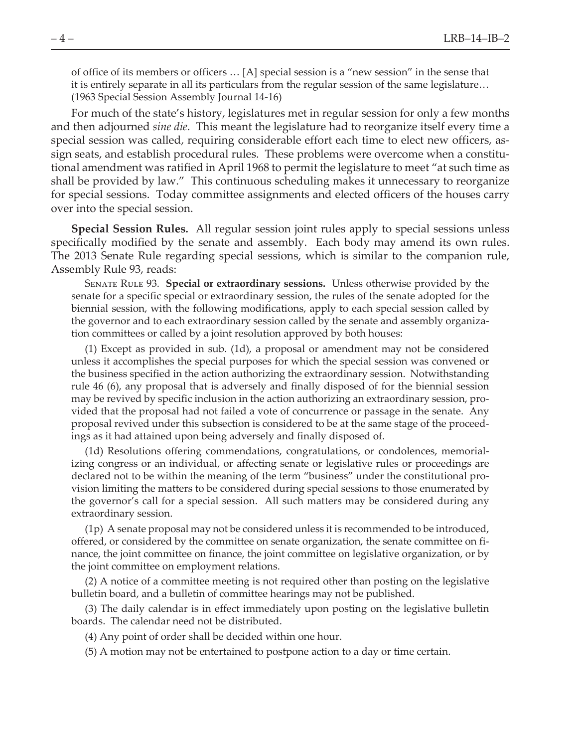of office of its members or officers … [A] special session is a "new session" in the sense that it is entirely separate in all its particulars from the regular session of the same legislature… (1963 Special Session Assembly Journal 14-16)

For much of the state's history, legislatures met in regular session for only a few months and then adjourned *sine die*. This meant the legislature had to reorganize itself every time a special session was called, requiring considerable effort each time to elect new officers, assign seats, and establish procedural rules. These problems were overcome when a constitutional amendment was ratified in April 1968 to permit the legislature to meet "at such time as shall be provided by law." This continuous scheduling makes it unnecessary to reorganize for special sessions. Today committee assignments and elected officers of the houses carry over into the special session.

**Special Session Rules.** All regular session joint rules apply to special sessions unless specifically modified by the senate and assembly. Each body may amend its own rules. The 2013 Senate Rule regarding special sessions, which is similar to the companion rule, Assembly Rule 93, reads:

Senate Rule 93. **Special or extraordinary sessions.** Unless otherwise provided by the senate for a specific special or extraordinary session, the rules of the senate adopted for the biennial session, with the following modifications, apply to each special session called by the governor and to each extraordinary session called by the senate and assembly organization committees or called by a joint resolution approved by both houses:

(1) Except as provided in sub. (1d), a proposal or amendment may not be considered unless it accomplishes the special purposes for which the special session was convened or the business specified in the action authorizing the extraordinary session. Notwithstanding rule 46 (6), any proposal that is adversely and finally disposed of for the biennial session may be revived by specific inclusion in the action authorizing an extraordinary session, provided that the proposal had not failed a vote of concurrence or passage in the senate. Any proposal revived under this subsection is considered to be at the same stage of the proceedings as it had attained upon being adversely and finally disposed of.

(1d) Resolutions offering commendations, congratulations, or condolences, memorializing congress or an individual, or affecting senate or legislative rules or proceedings are declared not to be within the meaning of the term "business" under the constitutional provision limiting the matters to be considered during special sessions to those enumerated by the governor's call for a special session. All such matters may be considered during any extraordinary session.

(1p) A senate proposal may not be considered unless it is recommended to be introduced, offered, or considered by the committee on senate organization, the senate committee on finance, the joint committee on finance, the joint committee on legislative organization, or by the joint committee on employment relations.

(2) A notice of a committee meeting is not required other than posting on the legislative bulletin board, and a bulletin of committee hearings may not be published.

(3) The daily calendar is in effect immediately upon posting on the legislative bulletin boards. The calendar need not be distributed.

(4) Any point of order shall be decided within one hour.

(5) A motion may not be entertained to postpone action to a day or time certain.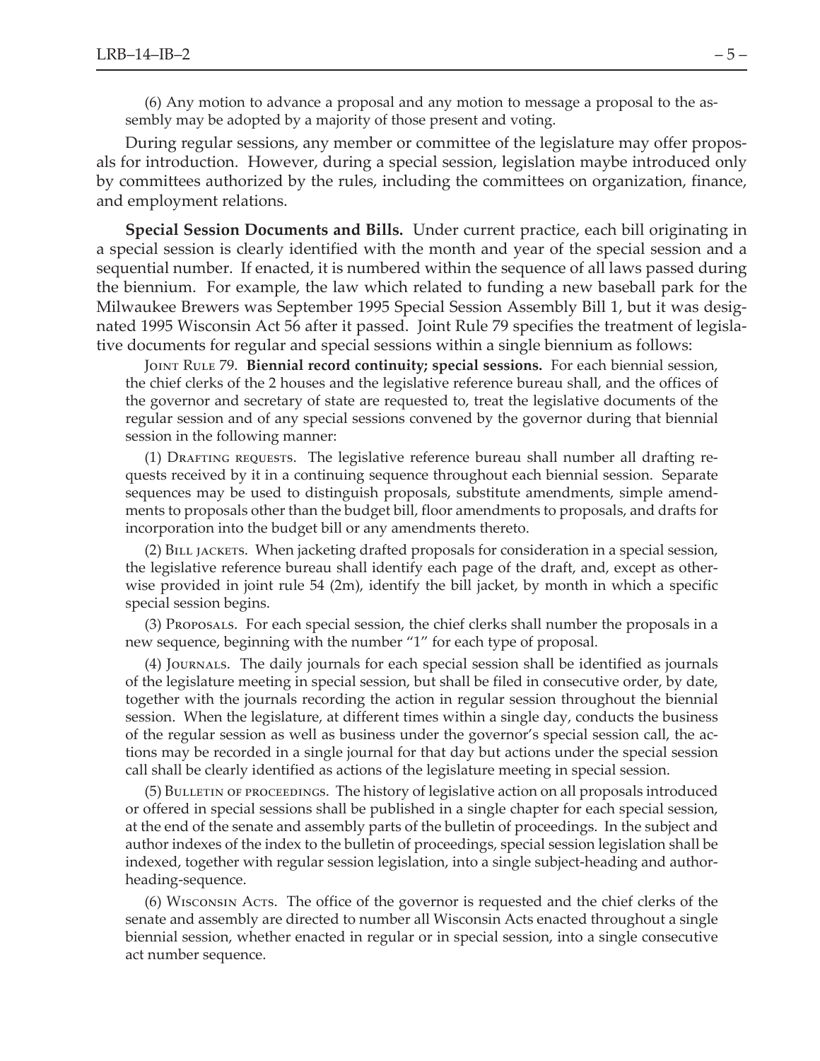(6) Any motion to advance a proposal and any motion to message a proposal to the assembly may be adopted by a majority of those present and voting.

During regular sessions, any member or committee of the legislature may offer proposals for introduction. However, during a special session, legislation maybe introduced only by committees authorized by the rules, including the committees on organization, finance, and employment relations.

**Special Session Documents and Bills.** Under current practice, each bill originating in a special session is clearly identified with the month and year of the special session and a sequential number. If enacted, it is numbered within the sequence of all laws passed during the biennium. For example, the law which related to funding a new baseball park for the Milwaukee Brewers was September 1995 Special Session Assembly Bill 1, but it was designated 1995 Wisconsin Act 56 after it passed. Joint Rule 79 specifies the treatment of legislative documents for regular and special sessions within a single biennium as follows:

Joint Rule 79. **Biennial record continuity; special sessions.** For each biennial session, the chief clerks of the 2 houses and the legislative reference bureau shall, and the offices of the governor and secretary of state are requested to, treat the legislative documents of the regular session and of any special sessions convened by the governor during that biennial session in the following manner:

(1) Drafting requests. The legislative reference bureau shall number all drafting requests received by it in a continuing sequence throughout each biennial session. Separate sequences may be used to distinguish proposals, substitute amendments, simple amendments to proposals other than the budget bill, floor amendments to proposals, and drafts for incorporation into the budget bill or any amendments thereto.

(2) Bill jackets. When jacketing drafted proposals for consideration in a special session, the legislative reference bureau shall identify each page of the draft, and, except as otherwise provided in joint rule 54 (2m), identify the bill jacket, by month in which a specific special session begins.

(3) Proposals. For each special session, the chief clerks shall number the proposals in a new sequence, beginning with the number "1" for each type of proposal.

(4) Journals. The daily journals for each special session shall be identified as journals of the legislature meeting in special session, but shall be filed in consecutive order, by date, together with the journals recording the action in regular session throughout the biennial session. When the legislature, at different times within a single day, conducts the business of the regular session as well as business under the governor's special session call, the actions may be recorded in a single journal for that day but actions under the special session call shall be clearly identified as actions of the legislature meeting in special session.

(5) Bulletin of proceedings. The history of legislative action on all proposals introduced or offered in special sessions shall be published in a single chapter for each special session, at the end of the senate and assembly parts of the bulletin of proceedings. In the subject and author indexes of the index to the bulletin of proceedings, special session legislation shall be indexed, together with regular session legislation, into a single subject-heading and author-heading-sequence.

(6) Wisconsin Acts. The office of the governor is requested and the chief clerks of the senate and assembly are directed to number all Wisconsin Acts enacted throughout a single biennial session, whether enacted in regular or in special session, into a single consecutive act number sequence.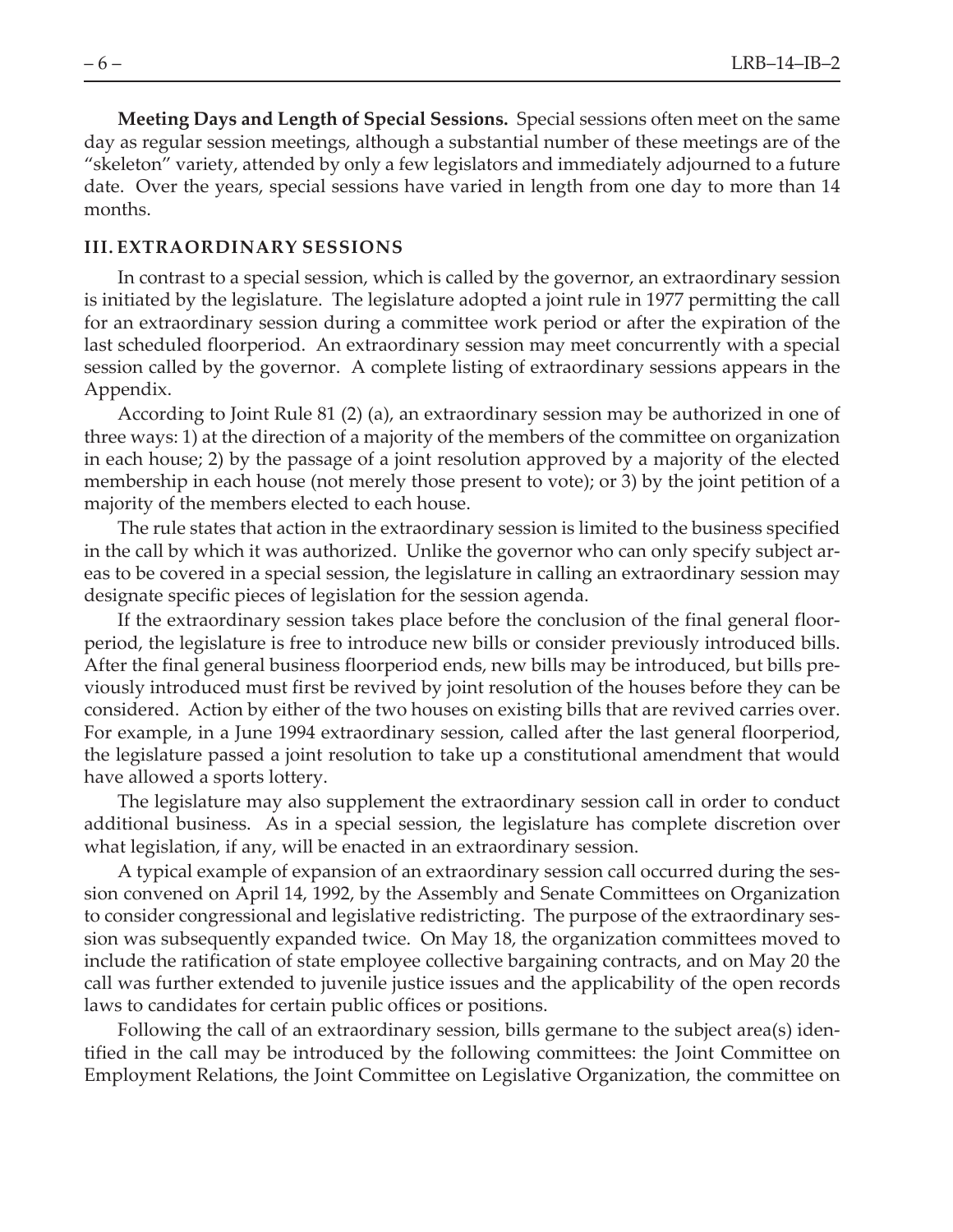**Meeting Days and Length of Special Sessions.** Special sessions often meet on the same day as regular session meetings, although a substantial number of these meetings are of the "skeleton" variety, attended by only a few legislators and immediately adjourned to a future date. Over the years, special sessions have varied in length from one day to more than 14 months.

## III. EXTRAORDINARY SESSIONS

In contrast to a special session, which is called by the governor, an extraordinary session is initiated by the legislature. The legislature adopted a joint rule in 1977 permitting the call for an extraordinary session during a committee work period or after the expiration of the last scheduled floorperiod. An extraordinary session may meet concurrently with a special session called by the governor. A complete listing of extraordinary sessions appears in the Appendix.

According to Joint Rule 81 (2) (a), an extraordinary session may be authorized in one of three ways: 1) at the direction of a majority of the members of the committee on organization in each house; 2) by the passage of a joint resolution approved by a majority of the elected membership in each house (not merely those present to vote); or 3) by the joint petition of a majority of the members elected to each house.

The rule states that action in the extraordinary session is limited to the business specified in the call by which it was authorized. Unlike the governor who can only specify subject areas to be covered in a special session, the legislature in calling an extraordinary session may designate specific pieces of legislation for the session agenda.

If the extraordinary session takes place before the conclusion of the final general floorperiod, the legislature is free to introduce new bills or consider previously introduced bills. After the final general business floorperiod ends, new bills may be introduced, but bills previously introduced must first be revived by joint resolution of the houses before they can be considered. Action by either of the two houses on existing bills that are revived carries over. For example, in a June 1994 extraordinary session, called after the last general floorperiod, the legislature passed a joint resolution to take up a constitutional amendment that would have allowed a sports lottery.

The legislature may also supplement the extraordinary session call in order to conduct additional business. As in a special session, the legislature has complete discretion over what legislation, if any, will be enacted in an extraordinary session.

A typical example of expansion of an extraordinary session call occurred during the session convened on April 14, 1992, by the Assembly and Senate Committees on Organization to consider congressional and legislative redistricting. The purpose of the extraordinary session was subsequently expanded twice. On May 18, the organization committees moved to include the ratification of state employee collective bargaining contracts, and on May 20 the call was further extended to juvenile justice issues and the applicability of the open records laws to candidates for certain public offices or positions.

Following the call of an extraordinary session, bills germane to the subject area(s) identified in the call may be introduced by the following committees: the Joint Committee on Employment Relations, the Joint Committee on Legislative Organization, the committee on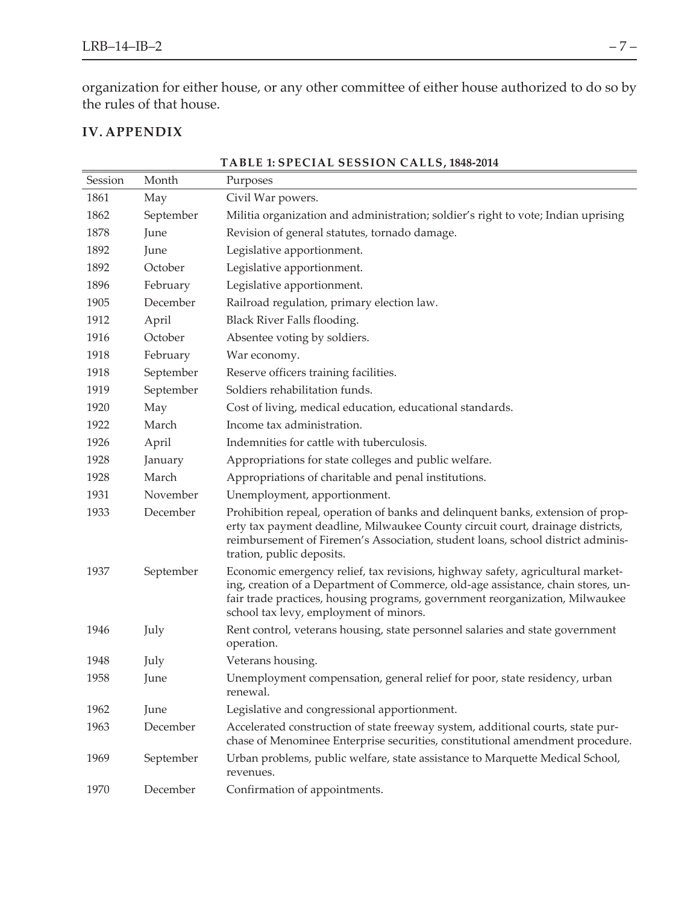organization for either house, or any other committee of either house authorized to do so by the rules of that house.

## IV. APPENDIX

**TABLE 1: SPECIAL SESSION CALLS, 1848-2014**

| Session | Month | Purposes |
|---|---|---|
| 1861 | May | Civil War powers. |
| 1862 | September | Militia organization and administration; soldier's right to vote; Indian uprising |
| 1878 | June | Revision of general statutes, tornado damage. |
| 1892 | June | Legislative apportionment. |
| 1892 | October | Legislative apportionment. |
| 1896 | February | Legislative apportionment. |
| 1905 | December | Railroad regulation, primary election law. |
| 1912 | April | Black River Falls flooding. |
| 1916 | October | Absentee voting by soldiers. |
| 1918 | February | War economy. |
| 1918 | September | Reserve officers training facilities. |
| 1919 | September | Soldiers rehabilitation funds. |
| 1920 | May | Cost of living, medical education, educational standards. |
| 1922 | March | Income tax administration. |
| 1926 | April | Indemnities for cattle with tuberculosis. |
| 1928 | January | Appropriations for state colleges and public welfare. |
| 1928 | March | Appropriations of charitable and penal institutions. |
| 1931 | November | Unemployment, apportionment. |
| 1933 | December | Prohibition repeal, operation of banks and delinquent banks, extension of property tax payment deadline, Milwaukee County circuit court, drainage districts, reimbursement of Firemen's Association, student loans, school district administration, public deposits. |
| 1937 | September | Economic emergency relief, tax revisions, highway safety, agricultural marketing, creation of a Department of Commerce, old-age assistance, chain stores, unfair trade practices, housing programs, government reorganization, Milwaukee school tax levy, employment of minors. |
| 1946 | July | Rent control, veterans housing, state personnel salaries and state government operation. |
| 1948 | July | Veterans housing. |
| 1958 | June | Unemployment compensation, general relief for poor, state residency, urban renewal. |
| 1962 | June | Legislative and congressional apportionment. |
| 1963 | December | Accelerated construction of state freeway system, additional courts, state purchase of Menominee Enterprise securities, constitutional amendment procedure. |
| 1969 | September | Urban problems, public welfare, state assistance to Marquette Medical School, revenues. |
| 1970 | December | Confirmation of appointments. |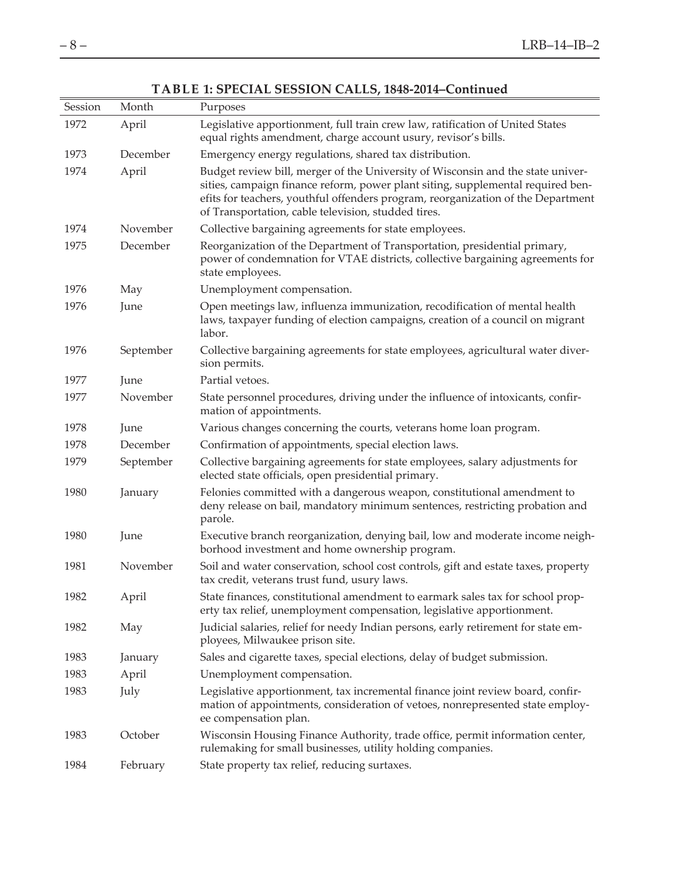**TABLE 1: SPECIAL SESSION CALLS, 1848-2014–Continued**

| Session | Month | Purposes |
|---|---|---|
| 1972 | April | Legislative apportionment, full train crew law, ratification of United States equal rights amendment, charge account usury, revisor's bills. |
| 1973 | December | Emergency energy regulations, shared tax distribution. |
| 1974 | April | Budget review bill, merger of the University of Wisconsin and the state universities, campaign finance reform, power plant siting, supplemental required benefits for teachers, youthful offenders program, reorganization of the Department of Transportation, cable television, studded tires. |
| 1974 | November | Collective bargaining agreements for state employees. |
| 1975 | December | Reorganization of the Department of Transportation, presidential primary, power of condemnation for VTAE districts, collective bargaining agreements for state employees. |
| 1976 | May | Unemployment compensation. |
| 1976 | June | Open meetings law, influenza immunization, recodification of mental health laws, taxpayer funding of election campaigns, creation of a council on migrant labor. |
| 1976 | September | Collective bargaining agreements for state employees, agricultural water diversion permits. |
| 1977 | June | Partial vetoes. |
| 1977 | November | State personnel procedures, driving under the influence of intoxicants, confirmation of appointments. |
| 1978 | June | Various changes concerning the courts, veterans home loan program. |
| 1978 | December | Confirmation of appointments, special election laws. |
| 1979 | September | Collective bargaining agreements for state employees, salary adjustments for elected state officials, open presidential primary. |
| 1980 | January | Felonies committed with a dangerous weapon, constitutional amendment to deny release on bail, mandatory minimum sentences, restricting probation and parole. |
| 1980 | June | Executive branch reorganization, denying bail, low and moderate income neighborhood investment and home ownership program. |
| 1981 | November | Soil and water conservation, school cost controls, gift and estate taxes, property tax credit, veterans trust fund, usury laws. |
| 1982 | April | State finances, constitutional amendment to earmark sales tax for school property tax relief, unemployment compensation, legislative apportionment. |
| 1982 | May | Judicial salaries, relief for needy Indian persons, early retirement for state employees, Milwaukee prison site. |
| 1983 | January | Sales and cigarette taxes, special elections, delay of budget submission. |
| 1983 | April | Unemployment compensation. |
| 1983 | July | Legislative apportionment, tax incremental finance joint review board, confirmation of appointments, consideration of vetoes, nonrepresented state employee compensation plan. |
| 1983 | October | Wisconsin Housing Finance Authority, trade office, permit information center, rulemaking for small businesses, utility holding companies. |
| 1984 | February | State property tax relief, reducing surtaxes. |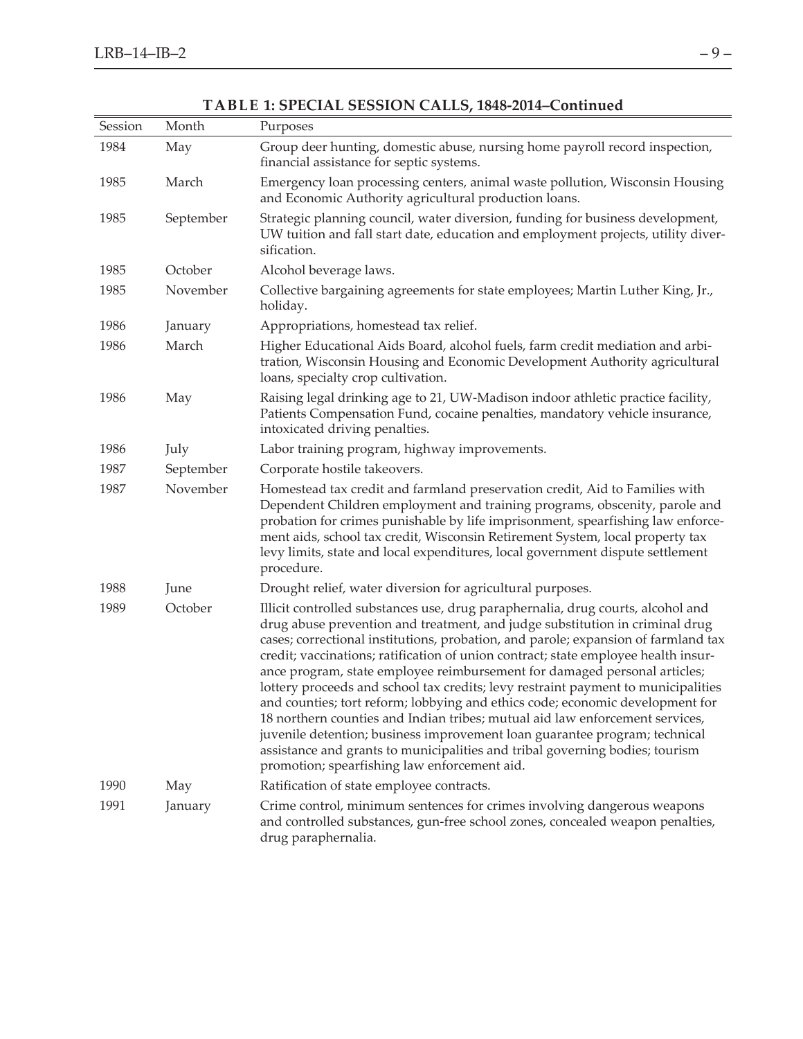**TABLE 1: SPECIAL SESSION CALLS, 1848-2014–Continued**

| Session | Month | Purposes |
|---|---|---|
| 1984 | May | Group deer hunting, domestic abuse, nursing home payroll record inspection, financial assistance for septic systems. |
| 1985 | March | Emergency loan processing centers, animal waste pollution, Wisconsin Housing and Economic Authority agricultural production loans. |
| 1985 | September | Strategic planning council, water diversion, funding for business development, UW tuition and fall start date, education and employment projects, utility diversification. |
| 1985 | October | Alcohol beverage laws. |
| 1985 | November | Collective bargaining agreements for state employees; Martin Luther King, Jr., holiday. |
| 1986 | January | Appropriations, homestead tax relief. |
| 1986 | March | Higher Educational Aids Board, alcohol fuels, farm credit mediation and arbitration, Wisconsin Housing and Economic Development Authority agricultural loans, specialty crop cultivation. |
| 1986 | May | Raising legal drinking age to 21, UW-Madison indoor athletic practice facility, Patients Compensation Fund, cocaine penalties, mandatory vehicle insurance, intoxicated driving penalties. |
| 1986 | July | Labor training program, highway improvements. |
| 1987 | September | Corporate hostile takeovers. |
| 1987 | November | Homestead tax credit and farmland preservation credit, Aid to Families with Dependent Children employment and training programs, obscenity, parole and probation for crimes punishable by life imprisonment, spearfishing law enforcement aids, school tax credit, Wisconsin Retirement System, local property tax levy limits, state and local expenditures, local government dispute settlement procedure. |
| 1988 | June | Drought relief, water diversion for agricultural purposes. |
| 1989 | October | Illicit controlled substances use, drug paraphernalia, drug courts, alcohol and drug abuse prevention and treatment, and judge substitution in criminal drug cases; correctional institutions, probation, and parole; expansion of farmland tax credit; vaccinations; ratification of union contract; state employee health insurance program, state employee reimbursement for damaged personal articles; lottery proceeds and school tax credits; levy restraint payment to municipalities and counties; tort reform; lobbying and ethics code; economic development for 18 northern counties and Indian tribes; mutual aid law enforcement services, juvenile detention; business improvement loan guarantee program; technical assistance and grants to municipalities and tribal governing bodies; tourism promotion; spearfishing law enforcement aid. |
| 1990 | May | Ratification of state employee contracts. |
| 1991 | January | Crime control, minimum sentences for crimes involving dangerous weapons and controlled substances, gun-free school zones, concealed weapon penalties, drug paraphernalia. |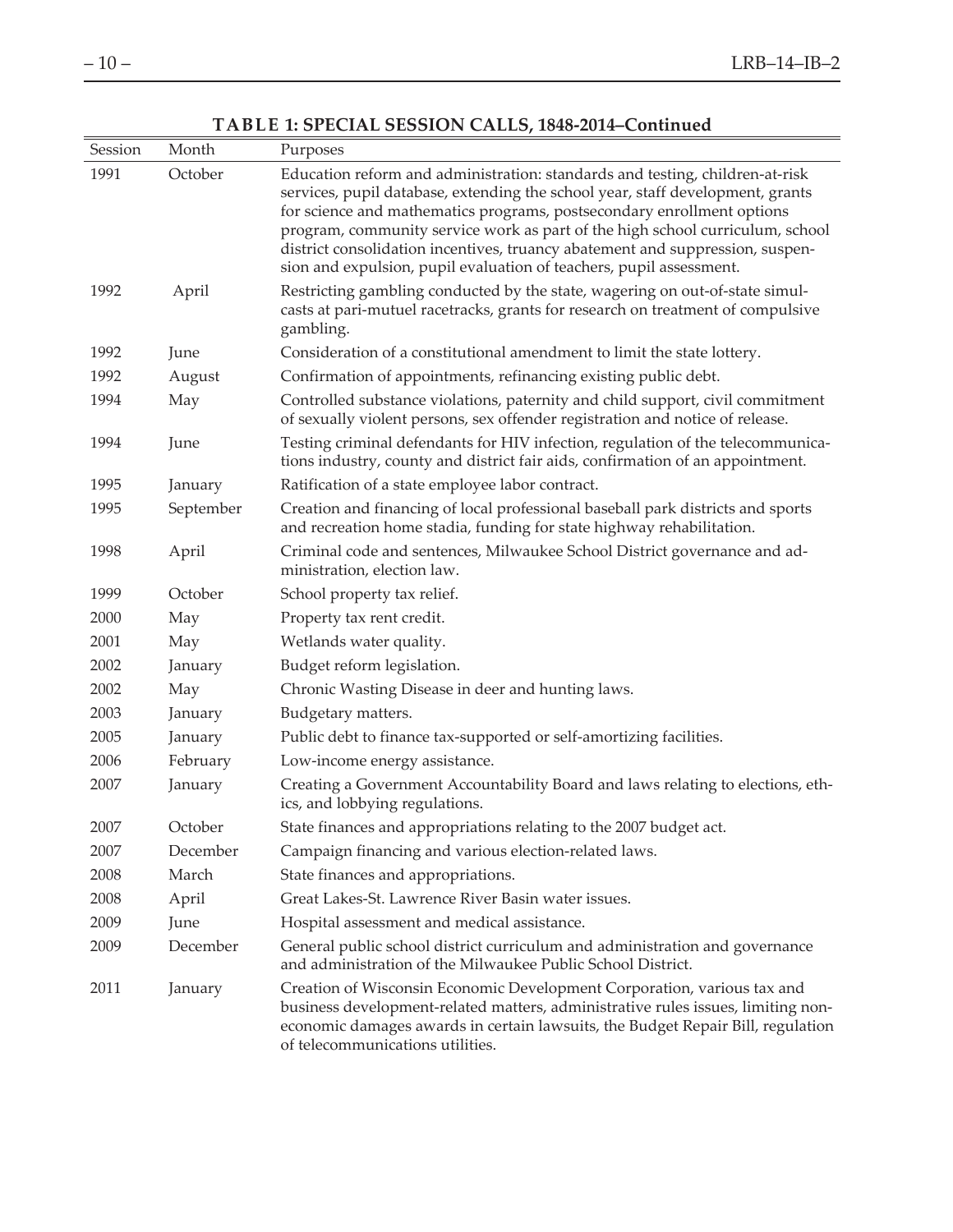**TABLE 1: SPECIAL SESSION CALLS, 1848-2014–Continued**

| Session | Month | Purposes |
|---|---|---|
| 1991 | October | Education reform and administration: standards and testing, children-at-risk services, pupil database, extending the school year, staff development, grants for science and mathematics programs, postsecondary enrollment options program, community service work as part of the high school curriculum, school district consolidation incentives, truancy abatement and suppression, suspension and expulsion, pupil evaluation of teachers, pupil assessment. |
| 1992 | April | Restricting gambling conducted by the state, wagering on out-of-state simulcasts at pari-mutuel racetracks, grants for research on treatment of compulsive gambling. |
| 1992 | June | Consideration of a constitutional amendment to limit the state lottery. |
| 1992 | August | Confirmation of appointments, refinancing existing public debt. |
| 1994 | May | Controlled substance violations, paternity and child support, civil commitment of sexually violent persons, sex offender registration and notice of release. |
| 1994 | June | Testing criminal defendants for HIV infection, regulation of the telecommunications industry, county and district fair aids, confirmation of an appointment. |
| 1995 | January | Ratification of a state employee labor contract. |
| 1995 | September | Creation and financing of local professional baseball park districts and sports and recreation home stadia, funding for state highway rehabilitation. |
| 1998 | April | Criminal code and sentences, Milwaukee School District governance and administration, election law. |
| 1999 | October | School property tax relief. |
| 2000 | May | Property tax rent credit. |
| 2001 | May | Wetlands water quality. |
| 2002 | January | Budget reform legislation. |
| 2002 | May | Chronic Wasting Disease in deer and hunting laws. |
| 2003 | January | Budgetary matters. |
| 2005 | January | Public debt to finance tax-supported or self-amortizing facilities. |
| 2006 | February | Low-income energy assistance. |
| 2007 | January | Creating a Government Accountability Board and laws relating to elections, ethics, and lobbying regulations. |
| 2007 | October | State finances and appropriations relating to the 2007 budget act. |
| 2007 | December | Campaign financing and various election-related laws. |
| 2008 | March | State finances and appropriations. |
| 2008 | April | Great Lakes-St. Lawrence River Basin water issues. |
| 2009 | June | Hospital assessment and medical assistance. |
| 2009 | December | General public school district curriculum and administration and governance and administration of the Milwaukee Public School District. |
| 2011 | January | Creation of Wisconsin Economic Development Corporation, various tax and business development-related matters, administrative rules issues, limiting noneconomic damages awards in certain lawsuits, the Budget Repair Bill, regulation of telecommunications utilities. |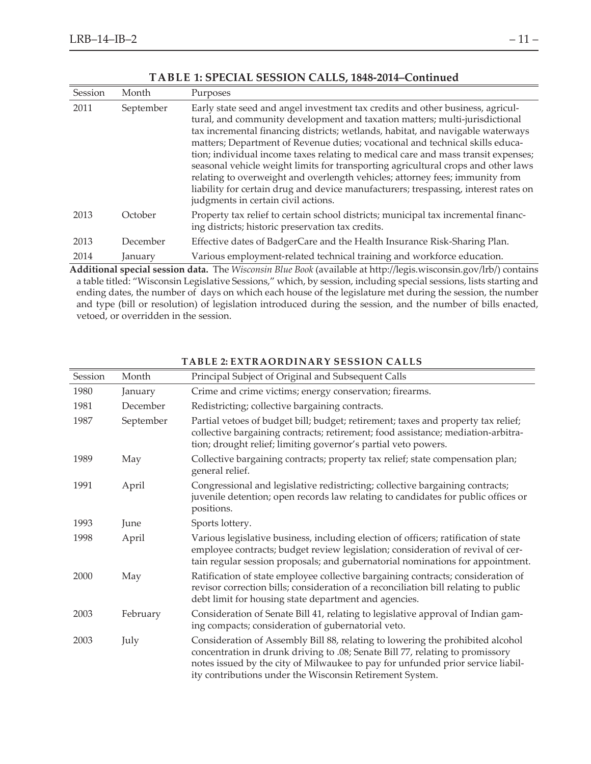**TABLE 1: SPECIAL SESSION CALLS, 1848-2014–Continued**

| Session | Month | Purposes |
| --- | --- | --- |
| 2011 | September | Early state seed and angel investment tax credits and other business, agricultural, and community development and taxation matters; multi-jurisdictional tax incremental financing districts; wetlands, habitat, and navigable waterways matters; Department of Revenue duties; vocational and technical skills education; individual income taxes relating to medical care and mass transit expenses; seasonal vehicle weight limits for transporting agricultural crops and other laws relating to overweight and overlength vehicles; attorney fees; immunity from liability for certain drug and device manufacturers; trespassing, interest rates on judgments in certain civil actions. |
| 2013 | October | Property tax relief to certain school districts; municipal tax incremental financing districts; historic preservation tax credits. |
| 2013 | December | Effective dates of BadgerCare and the Health Insurance Risk-Sharing Plan. |
| 2014 | January | Various employment-related technical training and workforce education. |

**Additional special session data.** The *Wisconsin Blue Book* (available at http://legis.wisconsin.gov/lrb/) contains a table titled: "Wisconsin Legislative Sessions," which, by session, including special sessions, lists starting and ending dates, the number of days on which each house of the legislature met during the session, the number and type (bill or resolution) of legislation introduced during the session, and the number of bills enacted, vetoed, or overridden in the session.

**TABLE 2: EXTRAORDINARY SESSION CALLS**

| Session | Month | Principal Subject of Original and Subsequent Calls |
| --- | --- | --- |
| 1980 | January | Crime and crime victims; energy conservation; firearms. |
| 1981 | December | Redistricting; collective bargaining contracts. |
| 1987 | September | Partial vetoes of budget bill; budget; retirement; taxes and property tax relief; collective bargaining contracts; retirement; food assistance; mediation-arbitration; drought relief; limiting governor's partial veto powers. |
| 1989 | May | Collective bargaining contracts; property tax relief; state compensation plan; general relief. |
| 1991 | April | Congressional and legislative redistricting; collective bargaining contracts; juvenile detention; open records law relating to candidates for public offices or positions. |
| 1993 | June | Sports lottery. |
| 1998 | April | Various legislative business, including election of officers; ratification of state employee contracts; budget review legislation; consideration of revival of certain regular session proposals; and gubernatorial nominations for appointment. |
| 2000 | May | Ratification of state employee collective bargaining contracts; consideration of revisor correction bills; consideration of a reconciliation bill relating to public debt limit for housing state department and agencies. |
| 2003 | February | Consideration of Senate Bill 41, relating to legislative approval of Indian gaming compacts; consideration of gubernatorial veto. |
| 2003 | July | Consideration of Assembly Bill 88, relating to lowering the prohibited alcohol concentration in drunk driving to .08; Senate Bill 77, relating to promissory notes issued by the city of Milwaukee to pay for unfunded prior service liability contributions under the Wisconsin Retirement System. |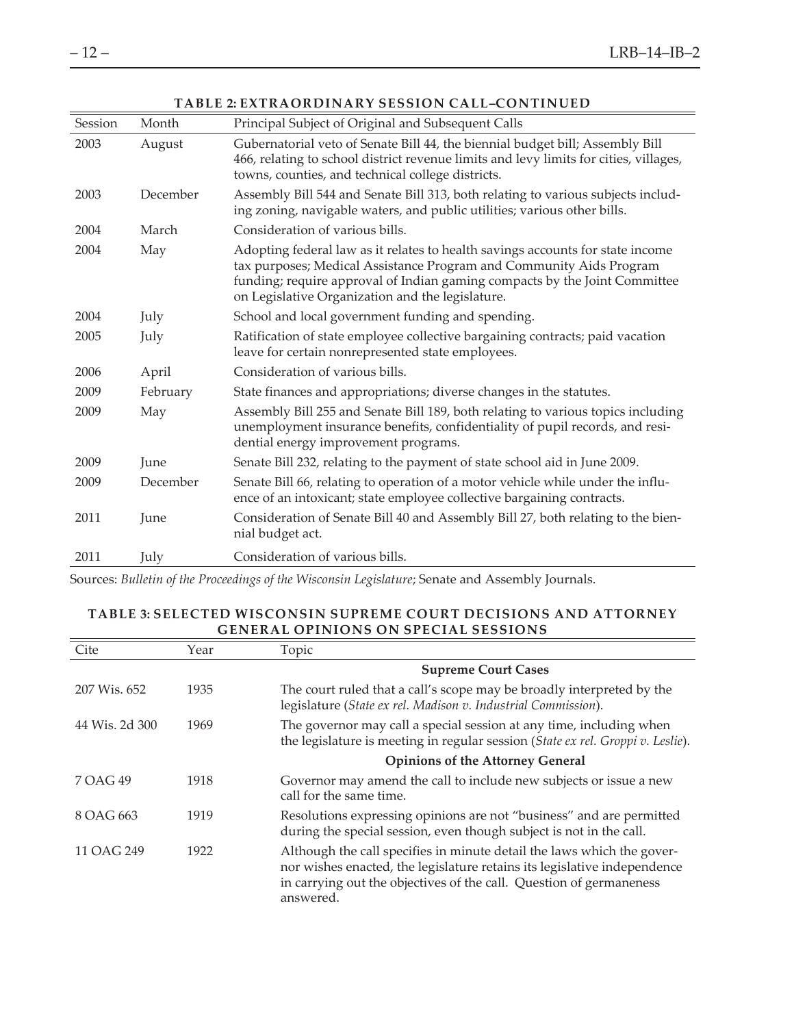**TABLE 2: EXTRAORDINARY SESSION CALL–CONTINUED**

| Session | Month | Principal Subject of Original and Subsequent Calls |
|---|---|---|
| 2003 | August | Gubernatorial veto of Senate Bill 44, the biennial budget bill; Assembly Bill 466, relating to school district revenue limits and levy limits for cities, villages, towns, counties, and technical college districts. |
| 2003 | December | Assembly Bill 544 and Senate Bill 313, both relating to various subjects including zoning, navigable waters, and public utilities; various other bills. |
| 2004 | March | Consideration of various bills. |
| 2004 | May | Adopting federal law as it relates to health savings accounts for state income tax purposes; Medical Assistance Program and Community Aids Program funding; require approval of Indian gaming compacts by the Joint Committee on Legislative Organization and the legislature. |
| 2004 | July | School and local government funding and spending. |
| 2005 | July | Ratification of state employee collective bargaining contracts; paid vacation leave for certain nonrepresented state employees. |
| 2006 | April | Consideration of various bills. |
| 2009 | February | State finances and appropriations; diverse changes in the statutes. |
| 2009 | May | Assembly Bill 255 and Senate Bill 189, both relating to various topics including unemployment insurance benefits, confidentiality of pupil records, and residential energy improvement programs. |
| 2009 | June | Senate Bill 232, relating to the payment of state school aid in June 2009. |
| 2009 | December | Senate Bill 66, relating to operation of a motor vehicle while under the influence of an intoxicant; state employee collective bargaining contracts. |
| 2011 | June | Consideration of Senate Bill 40 and Assembly Bill 27, both relating to the biennial budget act. |
| 2011 | July | Consideration of various bills. |

Sources: *Bulletin of the Proceedings of the Wisconsin Legislature*; Senate and Assembly Journals.

**TABLE 3: SELECTED WISCONSIN SUPREME COURT DECISIONS AND ATTORNEY GENERAL OPINIONS ON SPECIAL SESSIONS**

| Cite | Year | Topic |
|---|---|---|
| | | **Supreme Court Cases** |
| 207 Wis. 652 | 1935 | The court ruled that a call's scope may be broadly interpreted by the legislature (*State ex rel. Madison v. Industrial Commission*). |
| 44 Wis. 2d 300 | 1969 | The governor may call a special session at any time, including when the legislature is meeting in regular session (*State ex rel. Groppi v. Leslie*). |
| | | **Opinions of the Attorney General** |
| 7 OAG 49 | 1918 | Governor may amend the call to include new subjects or issue a new call for the same time. |
| 8 OAG 663 | 1919 | Resolutions expressing opinions are not "business" and are permitted during the special session, even though subject is not in the call. |
| 11 OAG 249 | 1922 | Although the call specifies in minute detail the laws which the governor wishes enacted, the legislature retains its legislative independence in carrying out the objectives of the call. Question of germaneness answered. |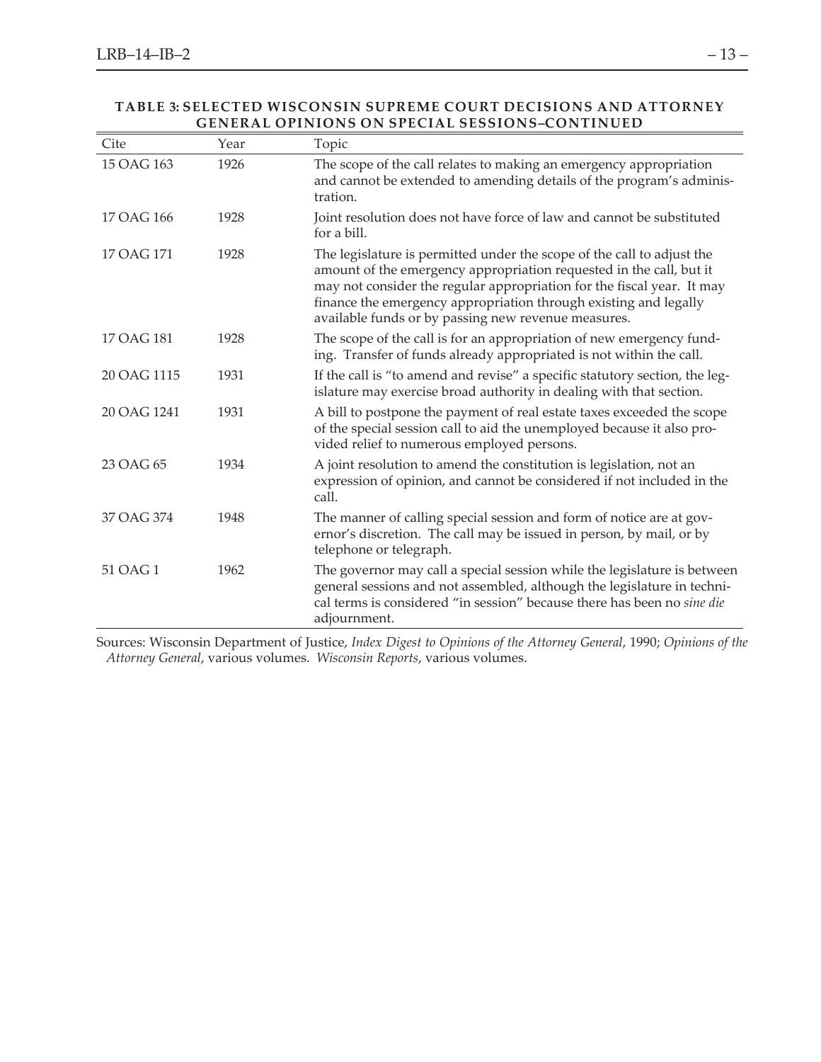**TABLE 3: SELECTED WISCONSIN SUPREME COURT DECISIONS AND ATTORNEY GENERAL OPINIONS ON SPECIAL SESSIONS–CONTINUED**

| Cite | Year | Topic |
|---|---|---|
| 15 OAG 163 | 1926 | The scope of the call relates to making an emergency appropriation and cannot be extended to amending details of the program's administration. |
| 17 OAG 166 | 1928 | Joint resolution does not have force of law and cannot be substituted for a bill. |
| 17 OAG 171 | 1928 | The legislature is permitted under the scope of the call to adjust the amount of the emergency appropriation requested in the call, but it may not consider the regular appropriation for the fiscal year. It may finance the emergency appropriation through existing and legally available funds or by passing new revenue measures. |
| 17 OAG 181 | 1928 | The scope of the call is for an appropriation of new emergency funding. Transfer of funds already appropriated is not within the call. |
| 20 OAG 1115 | 1931 | If the call is "to amend and revise" a specific statutory section, the legislature may exercise broad authority in dealing with that section. |
| 20 OAG 1241 | 1931 | A bill to postpone the payment of real estate taxes exceeded the scope of the special session call to aid the unemployed because it also provided relief to numerous employed persons. |
| 23 OAG 65 | 1934 | A joint resolution to amend the constitution is legislation, not an expression of opinion, and cannot be considered if not included in the call. |
| 37 OAG 374 | 1948 | The manner of calling special session and form of notice are at governor's discretion. The call may be issued in person, by mail, or by telephone or telegraph. |
| 51 OAG 1 | 1962 | The governor may call a special session while the legislature is between general sessions and not assembled, although the legislature in technical terms is considered "in session" because there has been no *sine die* adjournment. |

Sources: Wisconsin Department of Justice, *Index Digest to Opinions of the Attorney General*, 1990; *Opinions of the Attorney General*, various volumes. *Wisconsin Reports*, various volumes.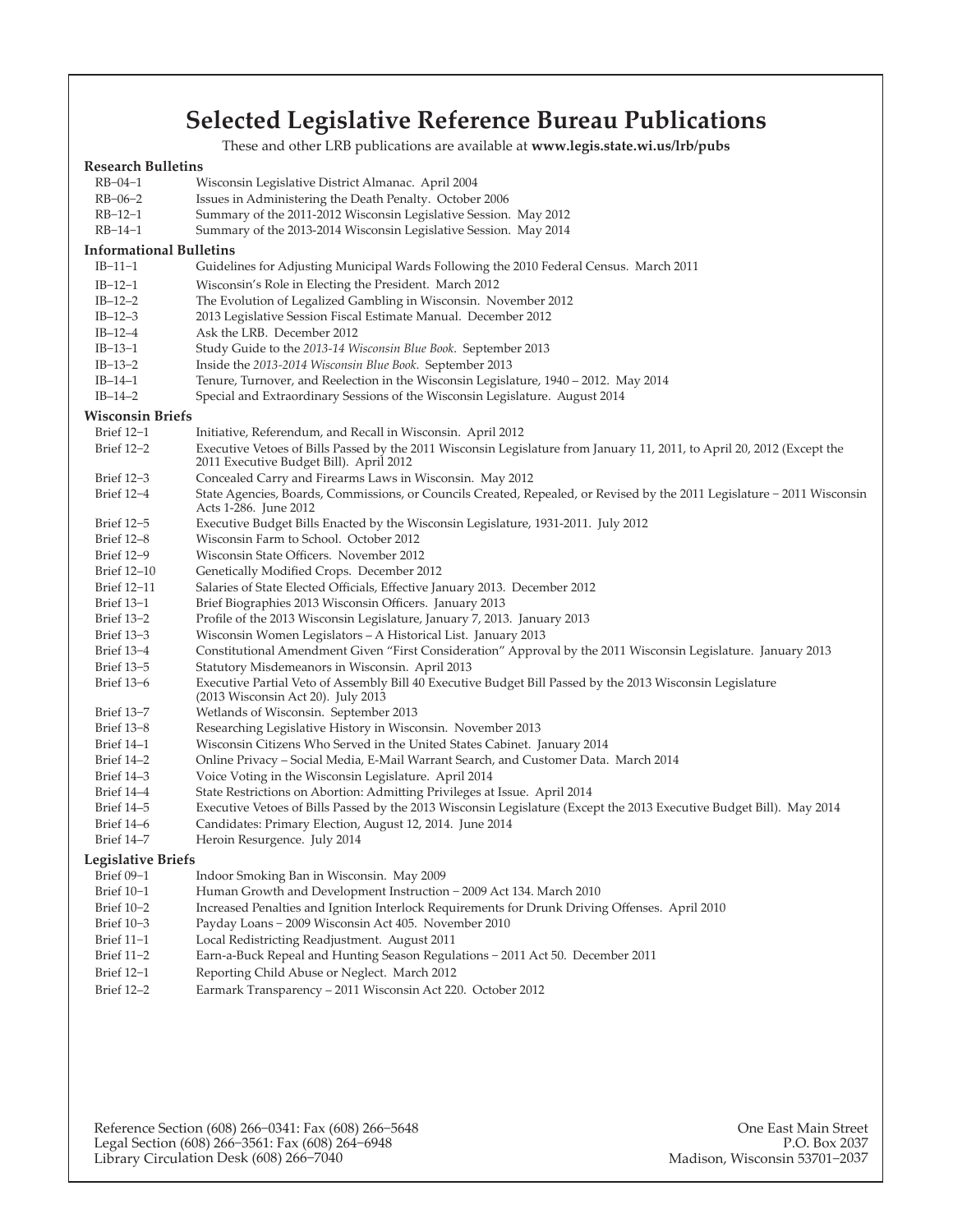# Selected Legislative Reference Bureau Publications

These and other LRB publications are available at **www.legis.state.wi.us/lrb/pubs**

**Research Bulletins**

| | |
|---|---|
| RB–04–1 | Wisconsin Legislative District Almanac. April 2004 |
| RB–06–2 | Issues in Administering the Death Penalty. October 2006 |
| RB–12–1 | Summary of the 2011-2012 Wisconsin Legislative Session. May 2012 |
| RB–14–1 | Summary of the 2013-2014 Wisconsin Legislative Session. May 2014 |

**Informational Bulletins**

| | |
|---|---|
| IB–11–1 | Guidelines for Adjusting Municipal Wards Following the 2010 Federal Census. March 2011 |
| IB–12–1 | Wisconsin's Role in Electing the President. March 2012 |
| IB–12–2 | The Evolution of Legalized Gambling in Wisconsin. November 2012 |
| IB–12–3 | 2013 Legislative Session Fiscal Estimate Manual. December 2012 |
| IB–12–4 | Ask the LRB. December 2012 |
| IB–13–1 | Study Guide to the *2013-14 Wisconsin Blue Book*. September 2013 |
| IB–13–2 | Inside the *2013-2014 Wisconsin Blue Book*. September 2013 |
| IB–14–1 | Tenure, Turnover, and Reelection in the Wisconsin Legislature, 1940 – 2012. May 2014 |
| IB–14–2 | Special and Extraordinary Sessions of the Wisconsin Legislature. August 2014 |

**Wisconsin Briefs**

| | |
|---|---|
| Brief 12–1 | Initiative, Referendum, and Recall in Wisconsin. April 2012 |
| Brief 12–2 | Executive Vetoes of Bills Passed by the 2011 Wisconsin Legislature from January 11, 2011, to April 20, 2012 (Except the 2011 Executive Budget Bill). April 2012 |
| Brief 12–3 | Concealed Carry and Firearms Laws in Wisconsin. May 2012 |
| Brief 12–4 | State Agencies, Boards, Commissions, or Councils Created, Repealed, or Revised by the 2011 Legislature – 2011 Wisconsin Acts 1-286. June 2012 |
| Brief 12–5 | Executive Budget Bills Enacted by the Wisconsin Legislature, 1931-2011. July 2012 |
| Brief 12–8 | Wisconsin Farm to School. October 2012 |
| Brief 12–9 | Wisconsin State Officers. November 2012 |
| Brief 12–10 | Genetically Modified Crops. December 2012 |
| Brief 12–11 | Salaries of State Elected Officials, Effective January 2013. December 2012 |
| Brief 13–1 | Brief Biographies 2013 Wisconsin Officers. January 2013 |
| Brief 13–2 | Profile of the 2013 Wisconsin Legislature, January 7, 2013. January 2013 |
| Brief 13–3 | Wisconsin Women Legislators – A Historical List. January 2013 |
| Brief 13–4 | Constitutional Amendment Given "First Consideration" Approval by the 2011 Wisconsin Legislature. January 2013 |
| Brief 13–5 | Statutory Misdemeanors in Wisconsin. April 2013 |
| Brief 13–6 | Executive Partial Veto of Assembly Bill 40 Executive Budget Bill Passed by the 2013 Wisconsin Legislature (2013 Wisconsin Act 20). July 2013 |
| Brief 13–7 | Wetlands of Wisconsin. September 2013 |
| Brief 13–8 | Researching Legislative History in Wisconsin. November 2013 |
| Brief 14–1 | Wisconsin Citizens Who Served in the United States Cabinet. January 2014 |
| Brief 14–2 | Online Privacy – Social Media, E-Mail Warrant Search, and Customer Data. March 2014 |
| Brief 14–3 | Voice Voting in the Wisconsin Legislature. April 2014 |
| Brief 14–4 | State Restrictions on Abortion: Admitting Privileges at Issue. April 2014 |
| Brief 14–5 | Executive Vetoes of Bills Passed by the 2013 Wisconsin Legislature (Except the 2013 Executive Budget Bill). May 2014 |
| Brief 14–6 | Candidates: Primary Election, August 12, 2014. June 2014 |
| Brief 14–7 | Heroin Resurgence. July 2014 |

**Legislative Briefs**

| | |
|---|---|
| Brief 09–1 | Indoor Smoking Ban in Wisconsin. May 2009 |
| Brief 10–1 | Human Growth and Development Instruction – 2009 Act 134. March 2010 |
| Brief 10–2 | Increased Penalties and Ignition Interlock Requirements for Drunk Driving Offenses. April 2010 |
| Brief 10–3 | Payday Loans – 2009 Wisconsin Act 405. November 2010 |
| Brief 11–1 | Local Redistricting Readjustment. August 2011 |
| Brief 11–2 | Earn-a-Buck Repeal and Hunting Season Regulations – 2011 Act 50. December 2011 |
| Brief 12–1 | Reporting Child Abuse or Neglect. March 2012 |
| Brief 12–2 | Earmark Transparency – 2011 Wisconsin Act 220. October 2012 |

Reference Section (608) 266–0341: Fax (608) 266–5648
Legal Section (608) 266–3561: Fax (608) 264–6948
Library Circulation Desk (608) 266–7040

One East Main Street
P.O. Box 2037
Madison, Wisconsin 53701–2037